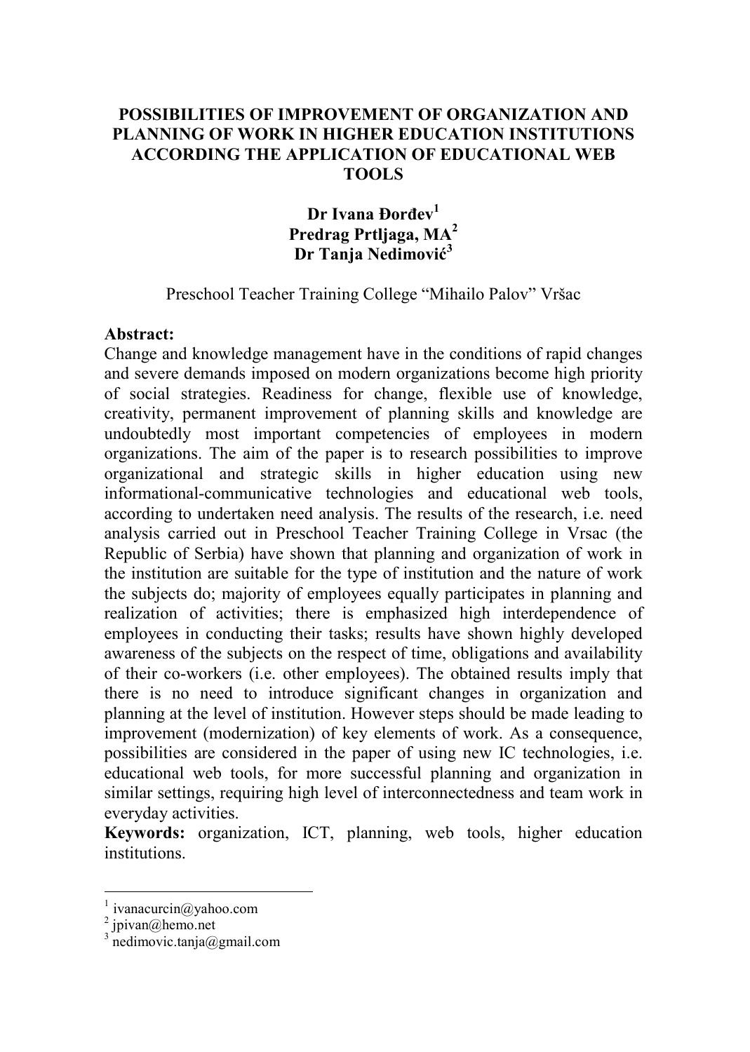# POSSIBILITIES OF IMPROVEMENT OF ORGANIZATION AND PLANNING OF WORK IN HIGHER EDUCATION INSTITUTIONS ACCORDING THE APPLICATION OF EDUCATIONAL WEB TOOLS

**Dr Ivana Đorđev[1]**
**Predrag Prtljaga, MA[2]**
**Dr Tanja Nedimović[3]**

Preschool Teacher Training College "Mihailo Palov" Vršac

**Abstract:**
Change and knowledge management have in the conditions of rapid changes and severe demands imposed on modern organizations become high priority of social strategies. Readiness for change, flexible use of knowledge, creativity, permanent improvement of planning skills and knowledge are undoubtedly most important competencies of employees in modern organizations. The aim of the paper is to research possibilities to improve organizational and strategic skills in higher education using new informational-communicative technologies and educational web tools, according to undertaken need analysis. The results of the research, i.e. need analysis carried out in Preschool Teacher Training College in Vrsac (the Republic of Serbia) have shown that planning and organization of work in the institution are suitable for the type of institution and the nature of work the subjects do; majority of employees equally participates in planning and realization of activities; there is emphasized high interdependence of employees in conducting their tasks; results have shown highly developed awareness of the subjects on the respect of time, obligations and availability of their co-workers (i.e. other employees). The obtained results imply that there is no need to introduce significant changes in organization and planning at the level of institution. However steps should be made leading to improvement (modernization) of key elements of work. As a consequence, possibilities are considered in the paper of using new IC technologies, i.e. educational web tools, for more successful planning and organization in similar settings, requiring high level of interconnectedness and team work in everyday activities.

**Keywords:** organization, ICT, planning, web tools, higher education institutions.

---

[1] ivanacurcin@yahoo.com
[2] jpivan@hemo.net
[3] nedimovic.tanja@gmail.com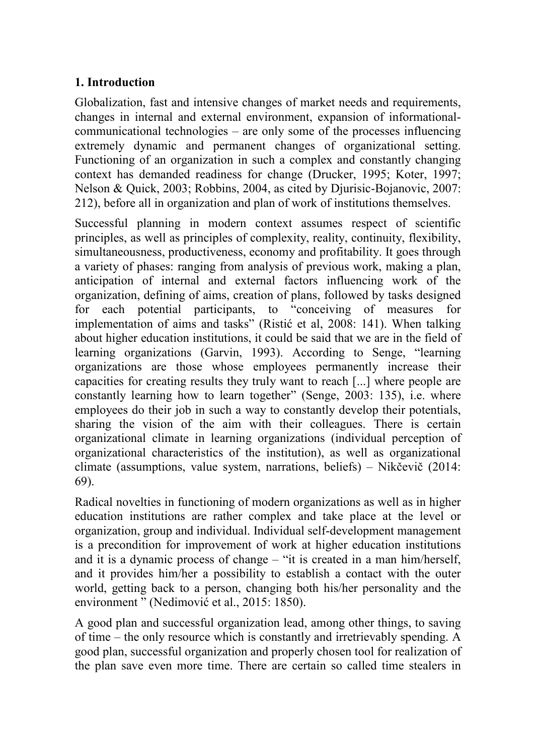## 1. Introduction

Globalization, fast and intensive changes of market needs and requirements, changes in internal and external environment, expansion of informational-communicational technologies – are only some of the processes influencing extremely dynamic and permanent changes of organizational setting. Functioning of an organization in such a complex and constantly changing context has demanded readiness for change (Drucker, 1995; Koter, 1997; Nelson & Quick, 2003; Robbins, 2004, as cited by Djurisic-Bojanovic, 2007: 212), before all in organization and plan of work of institutions themselves.

Successful planning in modern context assumes respect of scientific principles, as well as principles of complexity, reality, continuity, flexibility, simultaneousness, productiveness, economy and profitability. It goes through a variety of phases: ranging from analysis of previous work, making a plan, anticipation of internal and external factors influencing work of the organization, defining of aims, creation of plans, followed by tasks designed for each potential participants, to "conceiving of measures for implementation of aims and tasks" (Ristić et al, 2008: 141). When talking about higher education institutions, it could be said that we are in the field of learning organizations (Garvin, 1993). According to Senge, "learning organizations are those whose employees permanently increase their capacities for creating results they truly want to reach [...] where people are constantly learning how to learn together" (Senge, 2003: 135), i.e. where employees do their job in such a way to constantly develop their potentials, sharing the vision of the aim with their colleagues. There is certain organizational climate in learning organizations (individual perception of organizational characteristics of the institution), as well as organizational climate (assumptions, value system, narrations, beliefs) – Nikčevič (2014: 69).

Radical novelties in functioning of modern organizations as well as in higher education institutions are rather complex and take place at the level or organization, group and individual. Individual self-development management is a precondition for improvement of work at higher education institutions and it is a dynamic process of change – "it is created in a man him/herself, and it provides him/her a possibility to establish a contact with the outer world, getting back to a person, changing both his/her personality and the environment " (Nedimović et al., 2015: 1850).

A good plan and successful organization lead, among other things, to saving of time – the only resource which is constantly and irretrievably spending. A good plan, successful organization and properly chosen tool for realization of the plan save even more time. There are certain so called time stealers in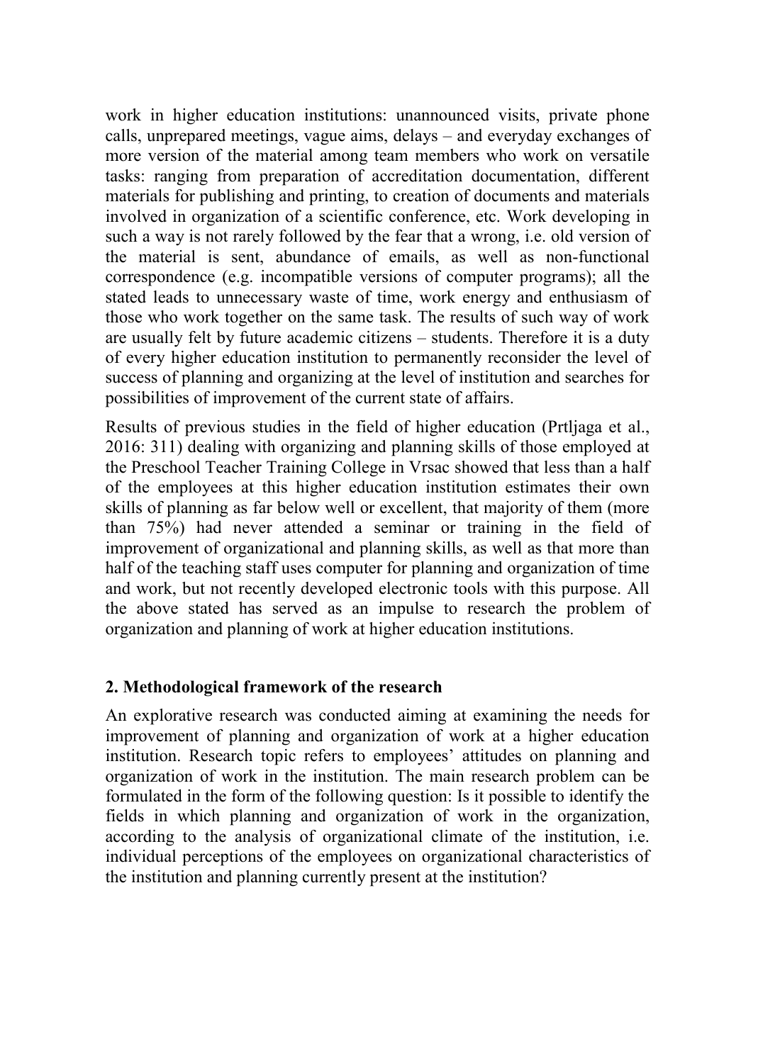work in higher education institutions: unannounced visits, private phone calls, unprepared meetings, vague aims, delays – and everyday exchanges of more version of the material among team members who work on versatile tasks: ranging from preparation of accreditation documentation, different materials for publishing and printing, to creation of documents and materials involved in organization of a scientific conference, etc. Work developing in such a way is not rarely followed by the fear that a wrong, i.e. old version of the material is sent, abundance of emails, as well as non-functional correspondence (e.g. incompatible versions of computer programs); all the stated leads to unnecessary waste of time, work energy and enthusiasm of those who work together on the same task. The results of such way of work are usually felt by future academic citizens – students. Therefore it is a duty of every higher education institution to permanently reconsider the level of success of planning and organizing at the level of institution and searches for possibilities of improvement of the current state of affairs.

Results of previous studies in the field of higher education (Prtljaga et al., 2016: 311) dealing with organizing and planning skills of those employed at the Preschool Teacher Training College in Vrsac showed that less than a half of the employees at this higher education institution estimates their own skills of planning as far below well or excellent, that majority of them (more than 75%) had never attended a seminar or training in the field of improvement of organizational and planning skills, as well as that more than half of the teaching staff uses computer for planning and organization of time and work, but not recently developed electronic tools with this purpose. All the above stated has served as an impulse to research the problem of organization and planning of work at higher education institutions.

## 2. Methodological framework of the research

An explorative research was conducted aiming at examining the needs for improvement of planning and organization of work at a higher education institution. Research topic refers to employees' attitudes on planning and organization of work in the institution. The main research problem can be formulated in the form of the following question: Is it possible to identify the fields in which planning and organization of work in the organization, according to the analysis of organizational climate of the institution, i.e. individual perceptions of the employees on organizational characteristics of the institution and planning currently present at the institution?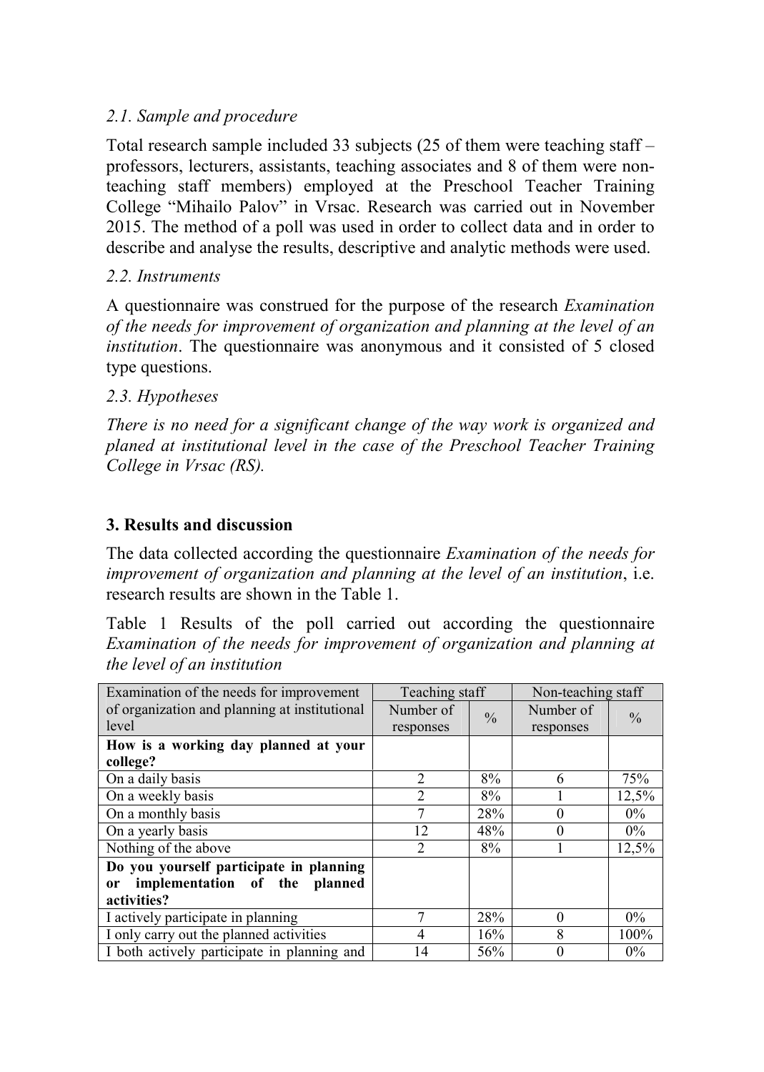### 2.1. Sample and procedure

Total research sample included 33 subjects (25 of them were teaching staff – professors, lecturers, assistants, teaching associates and 8 of them were non-teaching staff members) employed at the Preschool Teacher Training College "Mihailo Palov" in Vrsac. Research was carried out in November 2015. The method of a poll was used in order to collect data and in order to describe and analyse the results, descriptive and analytic methods were used.

### 2.2. Instruments

A questionnaire was construed for the purpose of the research *Examination of the needs for improvement of organization and planning at the level of an institution*. The questionnaire was anonymous and it consisted of 5 closed type questions.

### 2.3. Hypotheses

*There is no need for a significant change of the way work is organized and planed at institutional level in the case of the Preschool Teacher Training College in Vrsac (RS).*

## 3. Results and discussion

The data collected according the questionnaire *Examination of the needs for improvement of organization and planning at the level of an institution*, i.e. research results are shown in the Table 1.

Table 1 Results of the poll carried out according the questionnaire *Examination of the needs for improvement of organization and planning at the level of an institution*

| Examination of the needs for improvement of organization and planning at institutional level | Teaching staff | | Non-teaching staff | |
|---|---|---|---|---|
| | Number of responses | % | Number of responses | % |
| **How is a working day planned at your college?** | | | | |
| On a daily basis | 2 | 8% | 6 | 75% |
| On a weekly basis | 2 | 8% | 1 | 12,5% |
| On a monthly basis | 7 | 28% | 0 | 0% |
| On a yearly basis | 12 | 48% | 0 | 0% |
| Nothing of the above | 2 | 8% | 1 | 12,5% |
| **Do you yourself participate in planning or implementation of the planned activities?** | | | | |
| I actively participate in planning | 7 | 28% | 0 | 0% |
| I only carry out the planned activities | 4 | 16% | 8 | 100% |
| I both actively participate in planning and | 14 | 56% | 0 | 0% |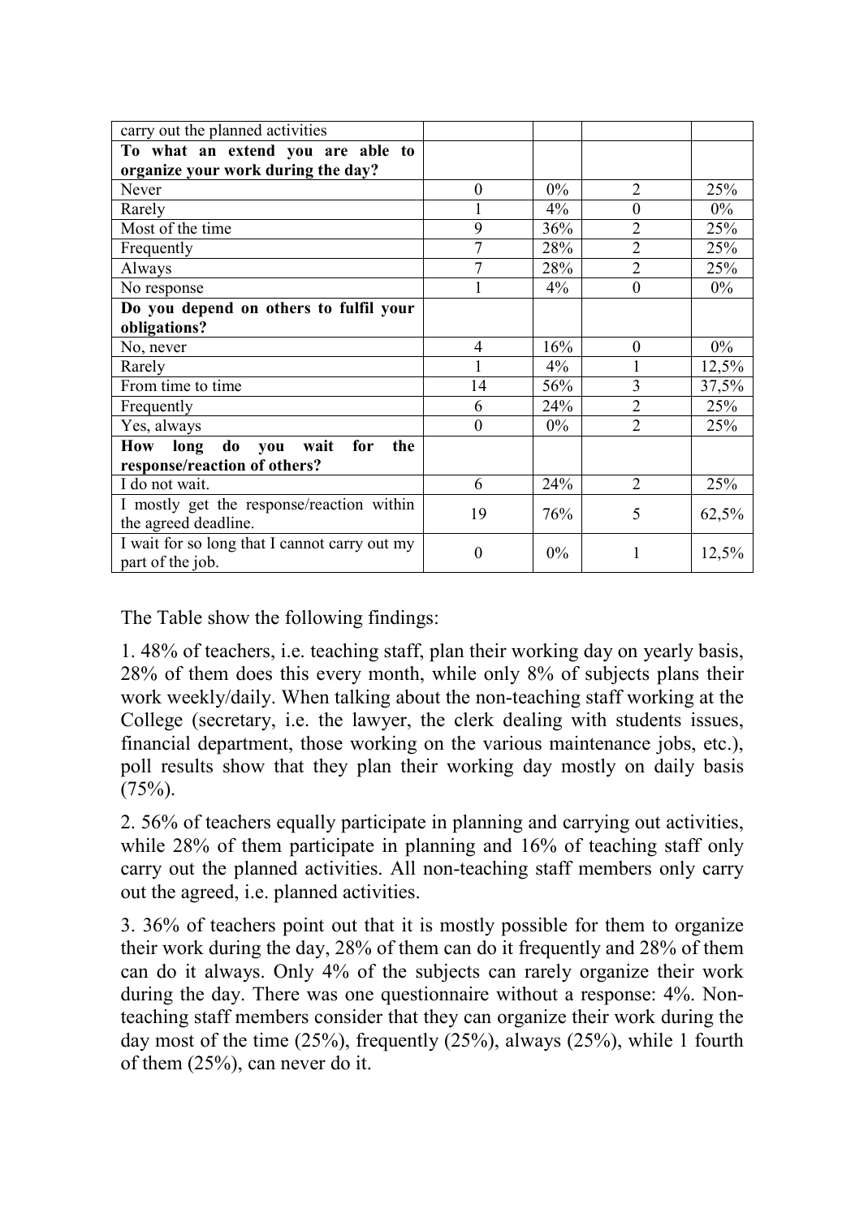| | | | | |
|---|---|---|---|---|
| carry out the planned activities | | | | |
| **To what an extend you are able to organize your work during the day?** | | | | |
| Never | 0 | 0% | 2 | 25% |
| Rarely | 1 | 4% | 0 | 0% |
| Most of the time | 9 | 36% | 2 | 25% |
| Frequently | 7 | 28% | 2 | 25% |
| Always | 7 | 28% | 2 | 25% |
| No response | 1 | 4% | 0 | 0% |
| **Do you depend on others to fulfil your obligations?** | | | | |
| No, never | 4 | 16% | 0 | 0% |
| Rarely | 1 | 4% | 1 | 12,5% |
| From time to time | 14 | 56% | 3 | 37,5% |
| Frequently | 6 | 24% | 2 | 25% |
| Yes, always | 0 | 0% | 2 | 25% |
| **How long do you wait for the response/reaction of others?** | | | | |
| I do not wait. | 6 | 24% | 2 | 25% |
| I mostly get the response/reaction within the agreed deadline. | 19 | 76% | 5 | 62,5% |
| I wait for so long that I cannot carry out my part of the job. | 0 | 0% | 1 | 12,5% |

The Table show the following findings:

1. 48% of teachers, i.e. teaching staff, plan their working day on yearly basis, 28% of them does this every month, while only 8% of subjects plans their work weekly/daily. When talking about the non-teaching staff working at the College (secretary, i.e. the lawyer, the clerk dealing with students issues, financial department, those working on the various maintenance jobs, etc.), poll results show that they plan their working day mostly on daily basis (75%).

2. 56% of teachers equally participate in planning and carrying out activities, while 28% of them participate in planning and 16% of teaching staff only carry out the planned activities. All non-teaching staff members only carry out the agreed, i.e. planned activities.

3. 36% of teachers point out that it is mostly possible for them to organize their work during the day, 28% of them can do it frequently and 28% of them can do it always. Only 4% of the subjects can rarely organize their work during the day. There was one questionnaire without a response: 4%. Non-teaching staff members consider that they can organize their work during the day most of the time (25%), frequently (25%), always (25%), while 1 fourth of them (25%), can never do it.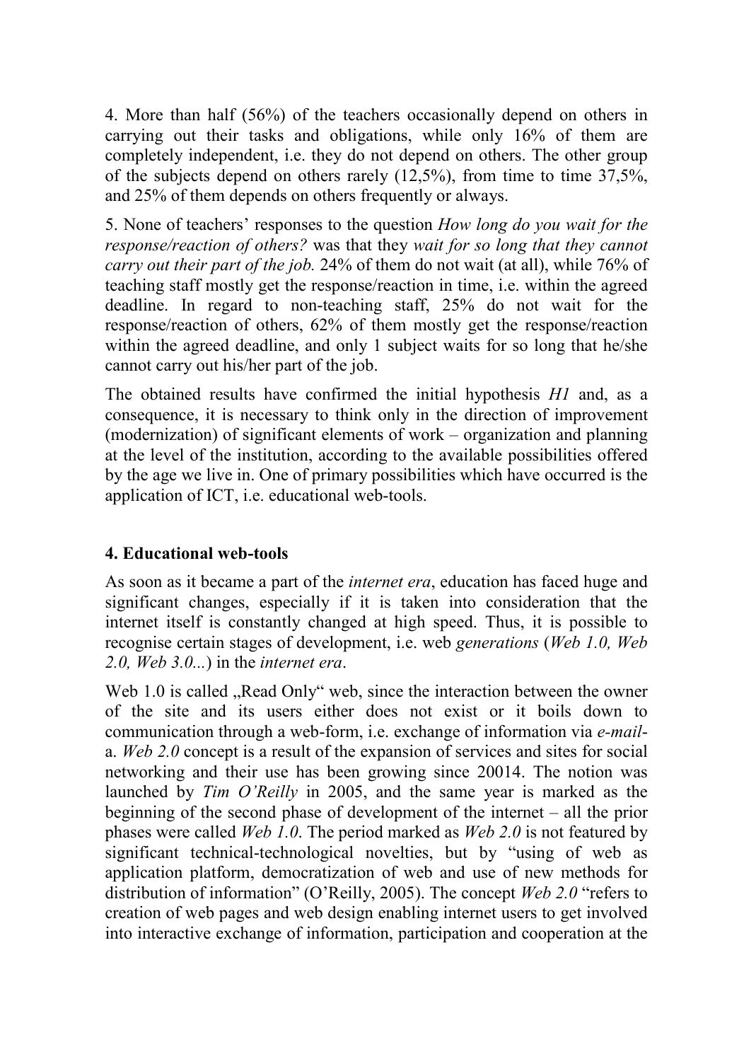4. More than half (56%) of the teachers occasionally depend on others in carrying out their tasks and obligations, while only 16% of them are completely independent, i.e. they do not depend on others. The other group of the subjects depend on others rarely (12,5%), from time to time 37,5%, and 25% of them depends on others frequently or always.

5. None of teachers' responses to the question *How long do you wait for the response/reaction of others?* was that they *wait for so long that they cannot carry out their part of the job.* 24% of them do not wait (at all), while 76% of teaching staff mostly get the response/reaction in time, i.e. within the agreed deadline. In regard to non-teaching staff, 25% do not wait for the response/reaction of others, 62% of them mostly get the response/reaction within the agreed deadline, and only 1 subject waits for so long that he/she cannot carry out his/her part of the job.

The obtained results have confirmed the initial hypothesis *H1* and, as a consequence, it is necessary to think only in the direction of improvement (modernization) of significant elements of work – organization and planning at the level of the institution, according to the available possibilities offered by the age we live in. One of primary possibilities which have occurred is the application of ICT, i.e. educational web-tools.

## 4. Educational web-tools

As soon as it became a part of the *internet era*, education has faced huge and significant changes, especially if it is taken into consideration that the internet itself is constantly changed at high speed. Thus, it is possible to recognise certain stages of development, i.e. web *generations* (*Web 1.0, Web 2.0, Web 3.0...*) in the *internet era*.

Web 1.0 is called „Read Only" web, since the interaction between the owner of the site and its users either does not exist or it boils down to communication through a web-form, i.e. exchange of information via *e-mail*-a. *Web 2.0* concept is a result of the expansion of services and sites for social networking and their use has been growing since 20014. The notion was launched by *Tim O'Reilly* in 2005, and the same year is marked as the beginning of the second phase of development of the internet – all the prior phases were called *Web 1.0*. The period marked as *Web 2.0* is not featured by significant technical-technological novelties, but by "using of web as application platform, democratization of web and use of new methods for distribution of information" (O'Reilly, 2005). The concept *Web 2.0* "refers to creation of web pages and web design enabling internet users to get involved into interactive exchange of information, participation and cooperation at the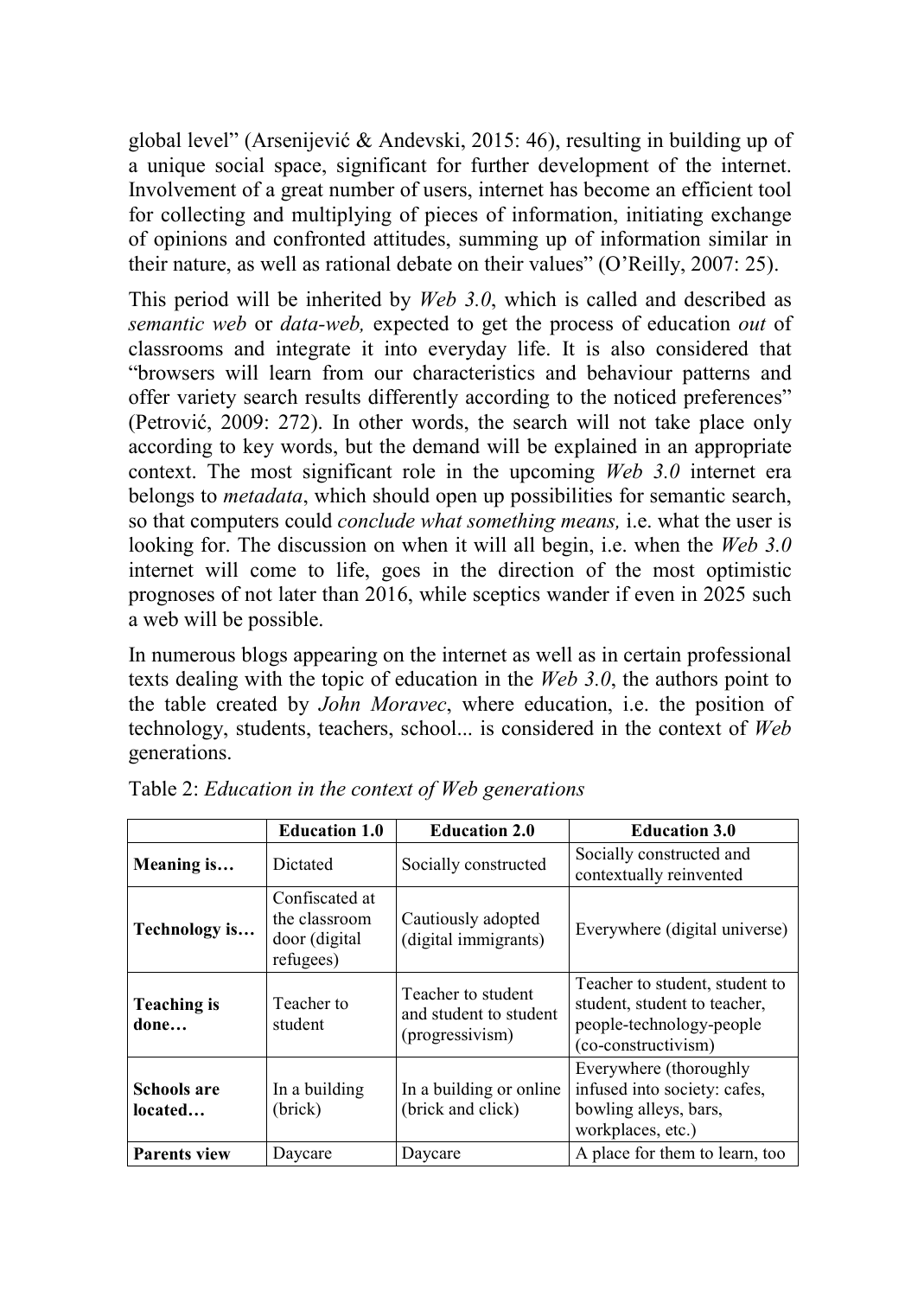global level" (Arsenijević & Andevski, 2015: 46), resulting in building up of a unique social space, significant for further development of the internet. Involvement of a great number of users, internet has become an efficient tool for collecting and multiplying of pieces of information, initiating exchange of opinions and confronted attitudes, summing up of information similar in their nature, as well as rational debate on their values" (O'Reilly, 2007: 25).

This period will be inherited by *Web 3.0*, which is called and described as *semantic web* or *data-web,* expected to get the process of education *out* of classrooms and integrate it into everyday life. It is also considered that "browsers will learn from our characteristics and behaviour patterns and offer variety search results differently according to the noticed preferences" (Petrović, 2009: 272). In other words, the search will not take place only according to key words, but the demand will be explained in an appropriate context. The most significant role in the upcoming *Web 3.0* internet era belongs to *metadata*, which should open up possibilities for semantic search, so that computers could *conclude what something means,* i.e. what the user is looking for. The discussion on when it will all begin, i.e. when the *Web 3.0* internet will come to life, goes in the direction of the most optimistic prognoses of not later than 2016, while sceptics wander if even in 2025 such a web will be possible.

In numerous blogs appearing on the internet as well as in certain professional texts dealing with the topic of education in the *Web 3.0*, the authors point to the table created by *John Moravec*, where education, i.e. the position of technology, students, teachers, school... is considered in the context of *Web* generations.

Table 2: *Education in the context of Web generations*

| | **Education 1.0** | **Education 2.0** | **Education 3.0** |
|---|---|---|---|
| **Meaning is…** | Dictated | Socially constructed | Socially constructed and contextually reinvented |
| **Technology is…** | Confiscated at the classroom door (digital refugees) | Cautiously adopted (digital immigrants) | Everywhere (digital universe) |
| **Teaching is done…** | Teacher to student | Teacher to student and student to student (progressivism) | Teacher to student, student to student, student to teacher, people-technology-people (co-constructivism) |
| **Schools are located…** | In a building (brick) | In a building or online (brick and click) | Everywhere (thoroughly infused into society: cafes, bowling alleys, bars, workplaces, etc.) |
| **Parents view** | Daycare | Daycare | A place for them to learn, too |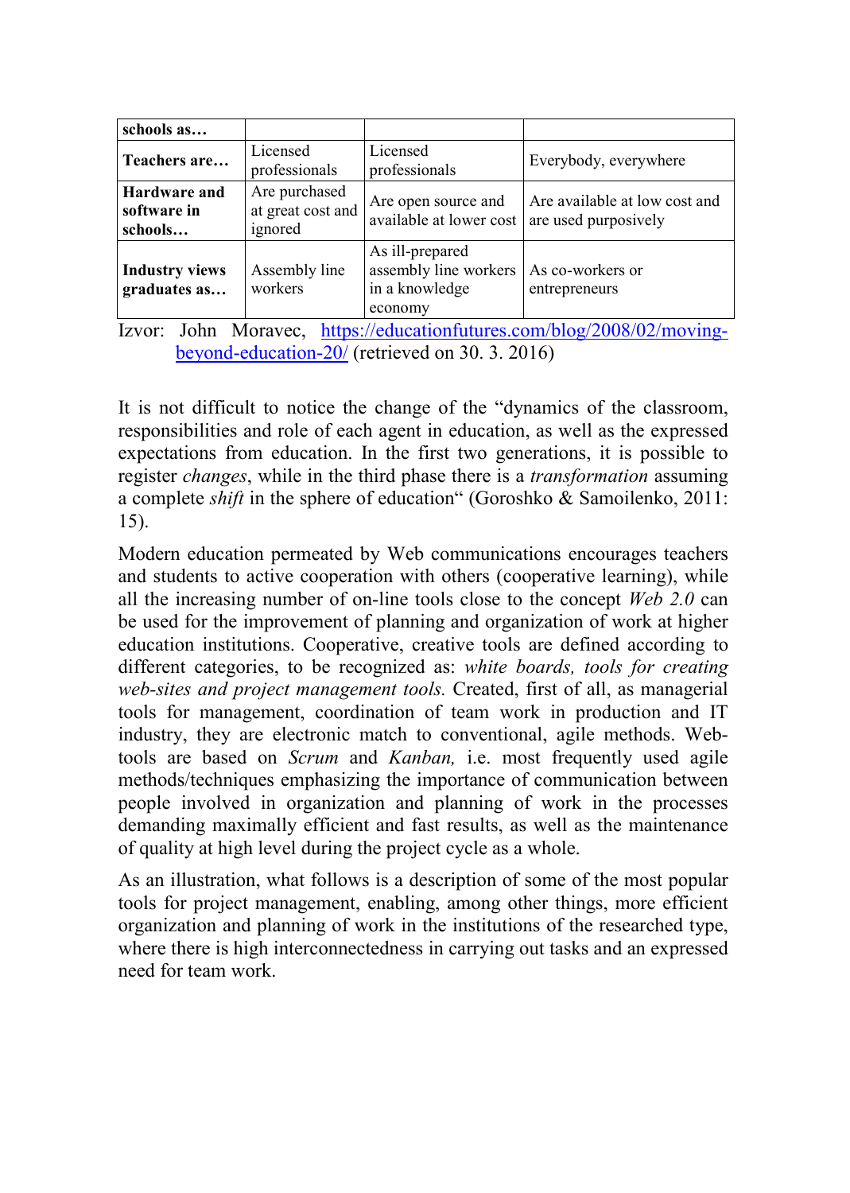| **schools as…** | | | |
|---|---|---|---|
| **Teachers are…** | Licensed professionals | Licensed professionals | Everybody, everywhere |
| **Hardware and software in schools…** | Are purchased at great cost and ignored | Are open source and available at lower cost | Are available at low cost and are used purposively |
| **Industry views graduates as…** | Assembly line workers | As ill-prepared assembly line workers in a knowledge economy | As co-workers or entrepreneurs |

Izvor: John Moravec, https://educationfutures.com/blog/2008/02/moving-beyond-education-20/ (retrieved on 30. 3. 2016)

It is not difficult to notice the change of the "dynamics of the classroom, responsibilities and role of each agent in education, as well as the expressed expectations from education. In the first two generations, it is possible to register *changes*, while in the third phase there is a *transformation* assuming a complete *shift* in the sphere of education" (Goroshko & Samoilenko, 2011: 15).

Modern education permeated by Web communications encourages teachers and students to active cooperation with others (cooperative learning), while all the increasing number of on-line tools close to the concept *Web 2.0* can be used for the improvement of planning and organization of work at higher education institutions. Cooperative, creative tools are defined according to different categories, to be recognized as: *white boards, tools for creating web-sites and project management tools.* Created, first of all, as managerial tools for management, coordination of team work in production and IT industry, they are electronic match to conventional, agile methods. Web-tools are based on *Scrum* and *Kanban,* i.e. most frequently used agile methods/techniques emphasizing the importance of communication between people involved in organization and planning of work in the processes demanding maximally efficient and fast results, as well as the maintenance of quality at high level during the project cycle as a whole.

As an illustration, what follows is a description of some of the most popular tools for project management, enabling, among other things, more efficient organization and planning of work in the institutions of the researched type, where there is high interconnectedness in carrying out tasks and an expressed need for team work.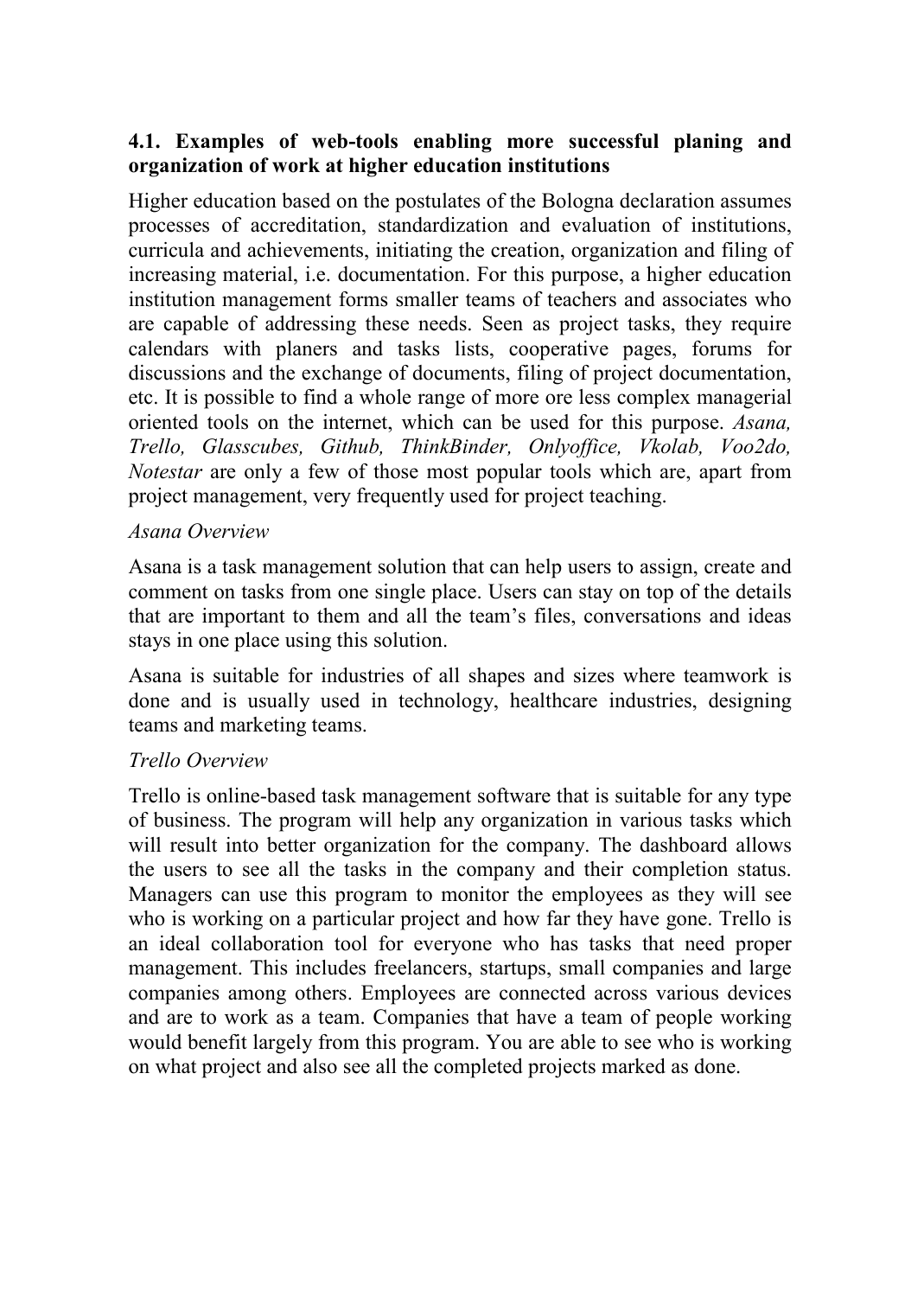### 4.1. Examples of web-tools enabling more successful planing and organization of work at higher education institutions

Higher education based on the postulates of the Bologna declaration assumes processes of accreditation, standardization and evaluation of institutions, curricula and achievements, initiating the creation, organization and filing of increasing material, i.e. documentation. For this purpose, a higher education institution management forms smaller teams of teachers and associates who are capable of addressing these needs. Seen as project tasks, they require calendars with planers and tasks lists, cooperative pages, forums for discussions and the exchange of documents, filing of project documentation, etc. It is possible to find a whole range of more ore less complex managerial oriented tools on the internet, which can be used for this purpose. *Asana, Trello, Glasscubes, Github, ThinkBinder, Onlyoffice, Vkolab, Voo2do, Notestar* are only a few of those most popular tools which are, apart from project management, very frequently used for project teaching.

*Asana Overview*

Asana is a task management solution that can help users to assign, create and comment on tasks from one single place. Users can stay on top of the details that are important to them and all the team's files, conversations and ideas stays in one place using this solution.

Asana is suitable for industries of all shapes and sizes where teamwork is done and is usually used in technology, healthcare industries, designing teams and marketing teams.

*Trello Overview*

Trello is online-based task management software that is suitable for any type of business. The program will help any organization in various tasks which will result into better organization for the company. The dashboard allows the users to see all the tasks in the company and their completion status. Managers can use this program to monitor the employees as they will see who is working on a particular project and how far they have gone. Trello is an ideal collaboration tool for everyone who has tasks that need proper management. This includes freelancers, startups, small companies and large companies among others. Employees are connected across various devices and are to work as a team. Companies that have a team of people working would benefit largely from this program. You are able to see who is working on what project and also see all the completed projects marked as done.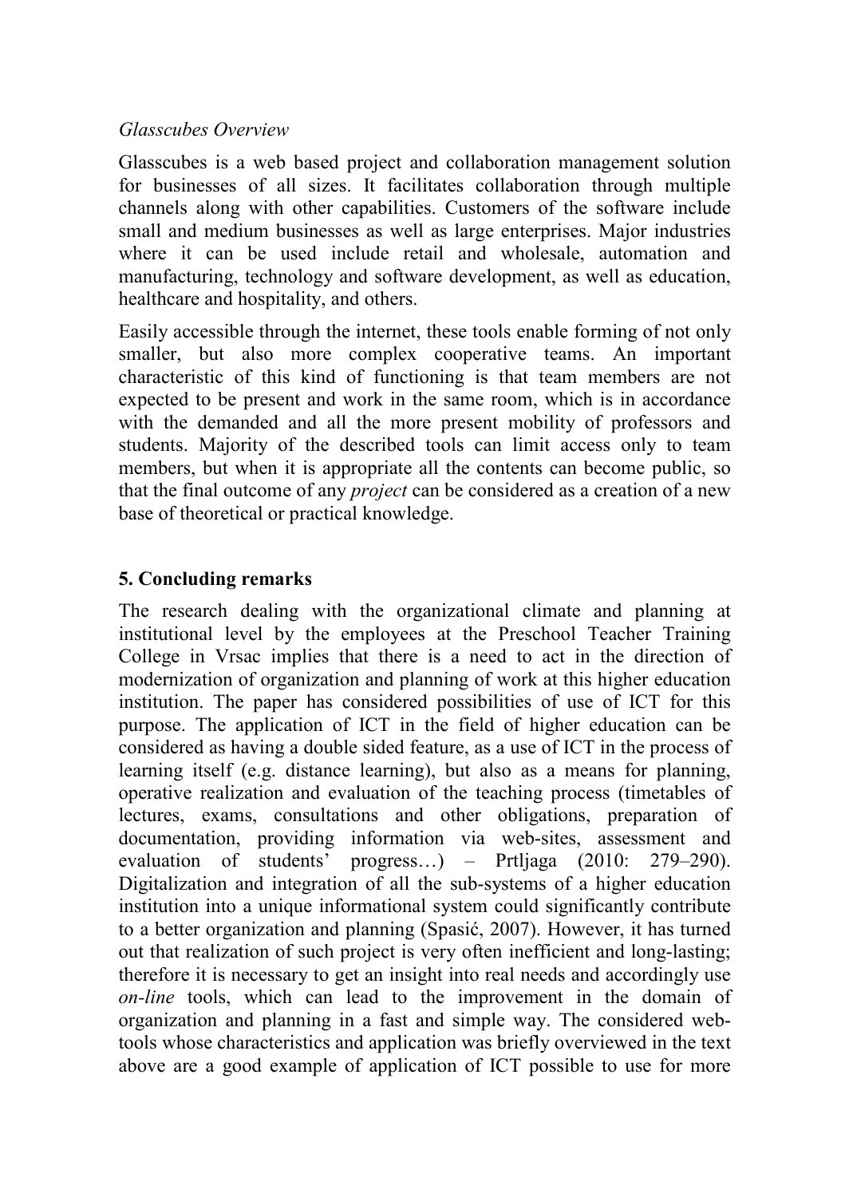*Glasscubes Overview*

Glasscubes is a web based project and collaboration management solution for businesses of all sizes. It facilitates collaboration through multiple channels along with other capabilities. Customers of the software include small and medium businesses as well as large enterprises. Major industries where it can be used include retail and wholesale, automation and manufacturing, technology and software development, as well as education, healthcare and hospitality, and others.

Easily accessible through the internet, these tools enable forming of not only smaller, but also more complex cooperative teams. An important characteristic of this kind of functioning is that team members are not expected to be present and work in the same room, which is in accordance with the demanded and all the more present mobility of professors and students. Majority of the described tools can limit access only to team members, but when it is appropriate all the contents can become public, so that the final outcome of any *project* can be considered as a creation of a new base of theoretical or practical knowledge.

## 5. Concluding remarks

The research dealing with the organizational climate and planning at institutional level by the employees at the Preschool Teacher Training College in Vrsac implies that there is a need to act in the direction of modernization of organization and planning of work at this higher education institution. The paper has considered possibilities of use of ICT for this purpose. The application of ICT in the field of higher education can be considered as having a double sided feature, as a use of ICT in the process of learning itself (e.g. distance learning), but also as a means for planning, operative realization and evaluation of the teaching process (timetables of lectures, exams, consultations and other obligations, preparation of documentation, providing information via web-sites, assessment and evaluation of students' progress…) – Prtljaga (2010: 279–290). Digitalization and integration of all the sub-systems of a higher education institution into a unique informational system could significantly contribute to a better organization and planning (Spasić, 2007). However, it has turned out that realization of such project is very often inefficient and long-lasting; therefore it is necessary to get an insight into real needs and accordingly use *on-line* tools, which can lead to the improvement in the domain of organization and planning in a fast and simple way. The considered web-tools whose characteristics and application was briefly overviewed in the text above are a good example of application of ICT possible to use for more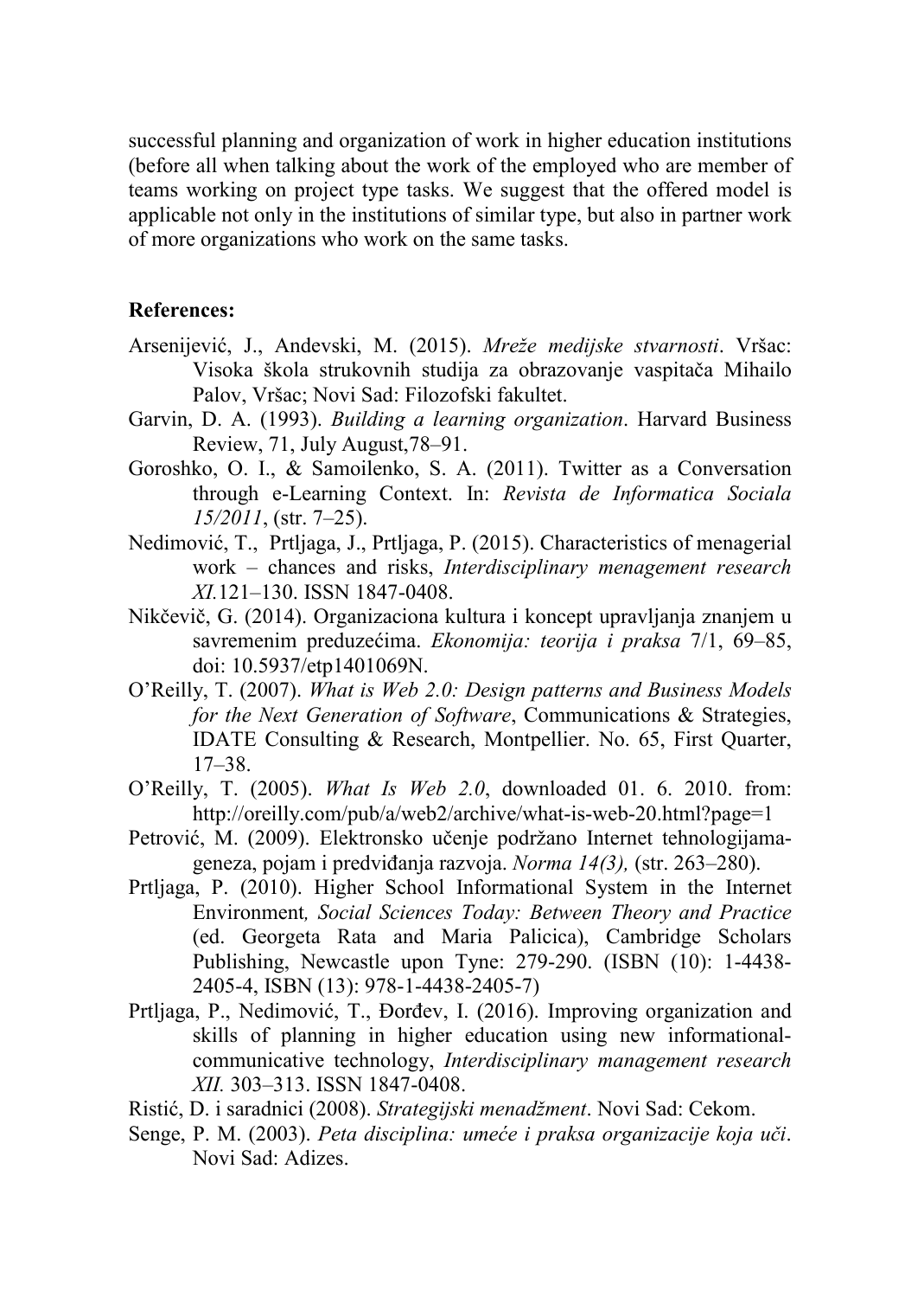successful planning and organization of work in higher education institutions (before all when talking about the work of the employed who are member of teams working on project type tasks. We suggest that the offered model is applicable not only in the institutions of similar type, but also in partner work of more organizations who work on the same tasks.

**References:**

Arsenijević, J., Andevski, M. (2015). *Mreže medijske stvarnosti*. Vršac: Visoka škola strukovnih studija za obrazovanje vaspitača Mihailo Palov, Vršac; Novi Sad: Filozofski fakultet.

Garvin, D. A. (1993). *Building a learning organization*. Harvard Business Review, 71, July August,78–91.

Goroshko, O. I., & Samoilenko, S. A. (2011). Twitter as a Conversation through e-Learning Context. In: *Revista de Informatica Sociala 15/2011*, (str. 7–25).

Nedimović, T., Prtljaga, J., Prtljaga, P. (2015). Characteristics of menagerial work – chances and risks, *Interdisciplinary menagement research XI.*121–130. ISSN 1847-0408.

Nikčevič, G. (2014). Organizaciona kultura i koncept upravljanja znanjem u savremenim preduzećima. *Ekonomija: teorija i praksa* 7/1, 69–85, doi: 10.5937/etp1401069N.

O'Reilly, T. (2007). *What is Web 2.0: Design patterns and Business Models for the Next Generation of Software*, Communications & Strategies, IDATE Consulting & Research, Montpellier. No. 65, First Quarter, 17–38.

O'Reilly, T. (2005). *What Is Web 2.0*, downloaded 01. 6. 2010. from: http://oreilly.com/pub/a/web2/archive/what-is-web-20.html?page=1

Petrović, M. (2009). Elektronsko učenje podržano Internet tehnologijama-geneza, pojam i predviđanja razvoja. *Norma 14(3),* (str. 263–280).

Prtljaga, P. (2010). Higher School Informational System in the Internet Environment*, Social Sciences Today: Between Theory and Practice* (ed. Georgeta Rata and Maria Palicica), Cambridge Scholars Publishing, Newcastle upon Tyne: 279-290. (ISBN (10): 1-4438-2405-4, ISBN (13): 978-1-4438-2405-7)

Prtljaga, P., Nedimović, T., Đorđev, I. (2016). Improving organization and skills of planning in higher education using new informational-communicative technology, *Interdisciplinary menagement research XII.* 303–313. ISSN 1847-0408.

Ristić, D. i saradnici (2008). *Strategijski menadžment*. Novi Sad: Cekom.

Senge, P. M. (2003). *Peta disciplina: umeće i praksa organizacije koja uči*. Novi Sad: Adizes.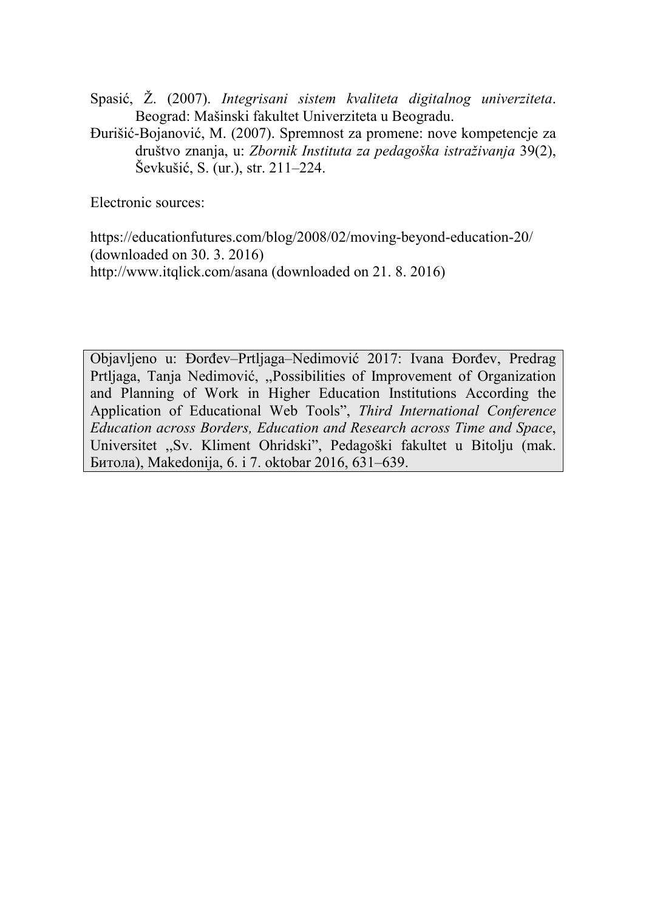Spasić, Ž. (2007). *Integrisani sistem kvaliteta digitalnog univerziteta*. Beograd: Mašinski fakultet Univerziteta u Beogradu.

Đurišić-Bojanović, M. (2007). Spremnost za promene: nove kompetencje za društvo znanja, u: *Zbornik Instituta za pedagoška istraživanja* 39(2), Ševkušić, S. (ur.), str. 211–224.

Electronic sources:

https://educationfutures.com/blog/2008/02/moving-beyond-education-20/ (downloaded on 30. 3. 2016)
http://www.itqlick.com/asana (downloaded on 21. 8. 2016)

Objavljeno u: Đorđev–Prtljaga–Nedimović 2017: Ivana Đorđev, Predrag Prtljaga, Tanja Nedimović, „Possibilities of Improvement of Organization and Planning of Work in Higher Education Institutions According the Application of Educational Web Tools”, *Third International Conference Education across Borders, Education and Research across Time and Space*, Universitet „Sv. Kliment Ohridski”, Pedagoški fakultet u Bitolju (mak. Битола), Makedonija, 6. i 7. oktobar 2016, 631–639.